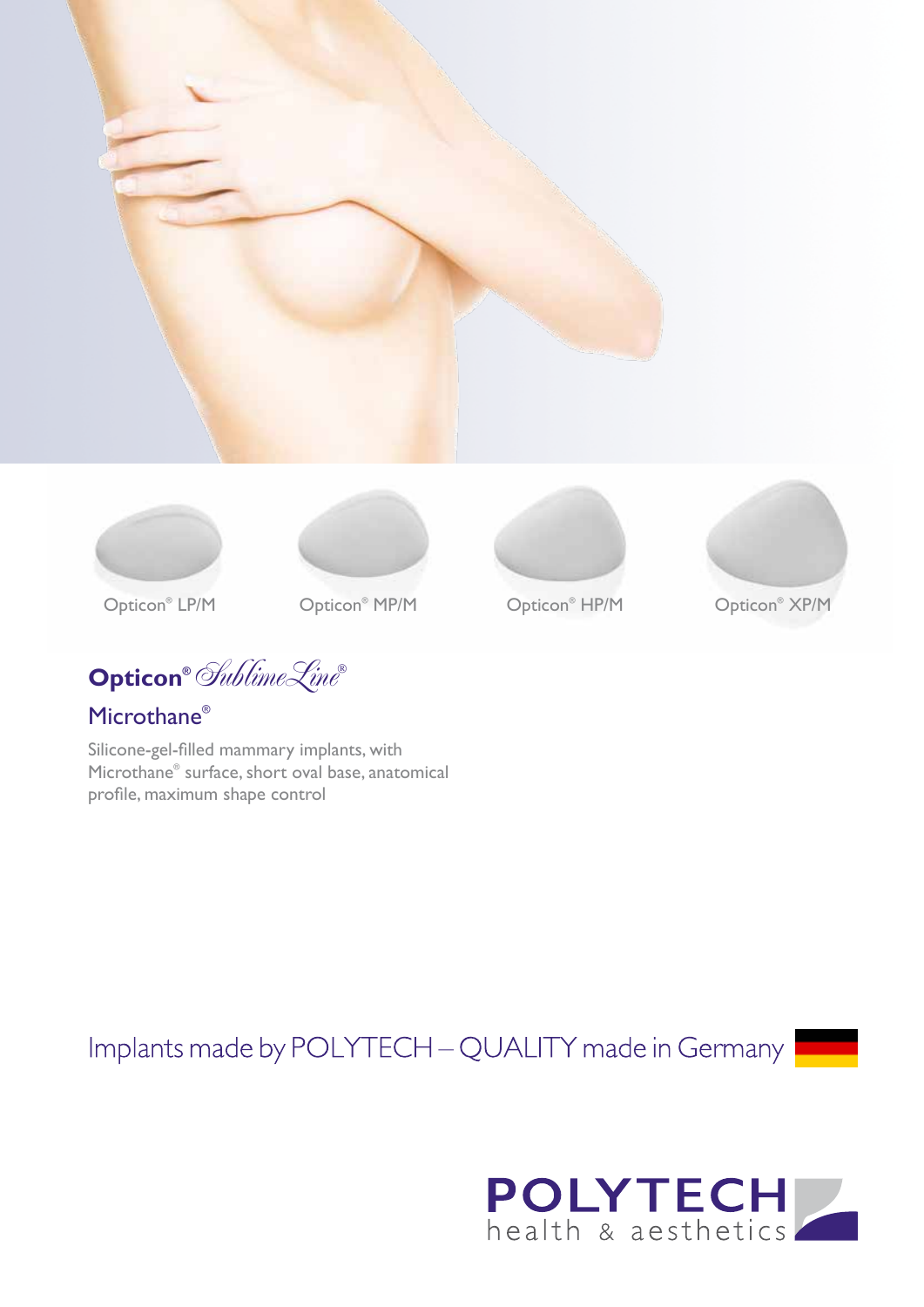Opticon® LP/M

Opticon® MP/M

Opticon® HP/M

Opticon® XP/M

# Opticon® SublimeLine®

## Microthane®

Silicone-gel-filled mammary implants, with Microthane® surface, short oval base, anatomical profile, maximum shape control

Implants made by POLYTECH – QUALITY made in Germany

POLYTECH health & aesthetics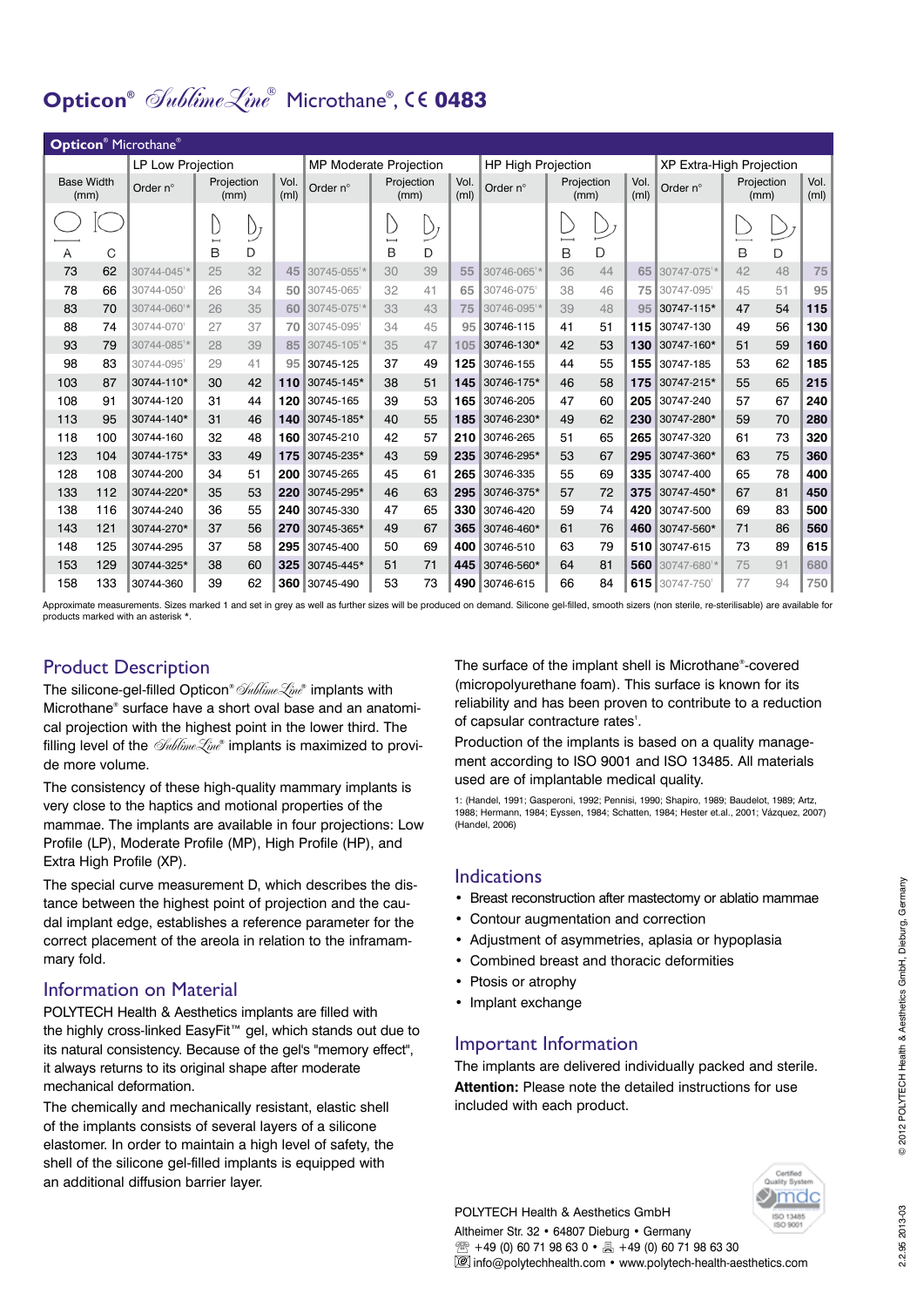# Opticon® *SublimeLine*® Microthane®, CE 0483

| Opticon® Microthane® | | | | | | | | | | | | | | | | | | |
|---|---|---|---|---|---|---|---|---|---|---|---|---|---|---|---|---|---|---|
| | | LP Low Projection | | | | MP Moderate Projection | | | | HP High Projection | | | | XP Extra-High Projection | | | | |
| Base Width (mm) | | Order n° | Projection (mm) | | Vol. (ml) | Order n° | Projection (mm) | | Vol. (ml) | Order n° | Projection (mm) | | Vol. (ml) | Order n° | Projection (mm) | | Vol. (ml) | |
| A | C | | B | D | | | B | D | | | B | D | | | B | D | | |
| 73 | 62 | 30744-045[1]* | 25 | 32 | 45 | 30745-055[1]* | 30 | 39 | 55 | 30746-065[1]* | 36 | 44 | 65 | 30747-075[1]* | 42 | 48 | 75 | |
| 78 | 66 | 30744-050[1] | 26 | 34 | 50 | 30745-065[1] | 32 | 41 | 65 | 30746-075[1] | 38 | 46 | 75 | 30747-095[1] | 45 | 51 | 95 | |
| 83 | 70 | 30744-060[1]* | 26 | 35 | 60 | 30745-075[1]* | 33 | 43 | 75 | 30746-095[1]* | 39 | 48 | 95 | 30747-115* | 47 | 54 | 115 | |
| 88 | 74 | 30744-070[1] | 27 | 37 | 70 | 30745-095[1] | 34 | 45 | 95 | 30746-115 | 41 | 51 | 115 | 30747-130 | 49 | 56 | 130 | |
| 93 | 79 | 30744-085[1]* | 28 | 39 | 85 | 30745-105[1]* | 35 | 47 | 105 | 30746-130* | 42 | 53 | 130 | 30747-160* | 51 | 59 | 160 | |
| 98 | 83 | 30744-095[1] | 29 | 41 | 95 | 30745-125 | 37 | 49 | 125 | 30746-155 | 44 | 55 | 155 | 30747-185 | 53 | 62 | 185 | |
| 103 | 87 | 30744-110* | 30 | 42 | 110 | 30745-145* | 38 | 51 | 145 | 30746-175* | 46 | 58 | 175 | 30747-215* | 55 | 65 | 215 | |
| 108 | 91 | 30744-120 | 31 | 44 | 120 | 30745-165 | 39 | 53 | 165 | 30746-205 | 47 | 60 | 205 | 30747-240 | 57 | 67 | 240 | |
| 113 | 95 | 30744-140* | 31 | 46 | 140 | 30745-185* | 40 | 55 | 185 | 30746-230* | 49 | 62 | 230 | 30747-280* | 59 | 70 | 280 | |
| 118 | 100 | 30744-160 | 32 | 48 | 160 | 30745-210 | 42 | 57 | 210 | 30746-265 | 51 | 65 | 265 | 30747-320 | 61 | 73 | 320 | |
| 123 | 104 | 30744-175* | 33 | 49 | 175 | 30745-235* | 43 | 59 | 235 | 30746-295* | 53 | 67 | 295 | 30747-360* | 63 | 75 | 360 | |
| 128 | 108 | 30744-200 | 34 | 51 | 200 | 30745-265 | 45 | 61 | 265 | 30746-335 | 55 | 69 | 335 | 30747-400 | 65 | 78 | 400 | |
| 133 | 112 | 30744-220* | 35 | 53 | 220 | 30745-295* | 46 | 63 | 295 | 30746-375* | 57 | 72 | 375 | 30747-450* | 67 | 81 | 450 | |
| 138 | 116 | 30744-240 | 36 | 55 | 240 | 30745-330 | 47 | 65 | 330 | 30746-420 | 59 | 74 | 420 | 30747-500 | 69 | 83 | 500 | |
| 143 | 121 | 30744-270* | 37 | 56 | 270 | 30745-365* | 49 | 67 | 365 | 30746-460* | 61 | 76 | 460 | 30747-560* | 71 | 86 | 560 | |
| 148 | 125 | 30744-295 | 37 | 58 | 295 | 30745-400 | 50 | 69 | 400 | 30746-510 | 63 | 79 | 510 | 30747-615 | 73 | 89 | 615 | |
| 153 | 129 | 30744-325* | 38 | 60 | 325 | 30745-445* | 51 | 71 | 445 | 30746-560* | 64 | 81 | 560 | 30747-680[1]* | 75 | 91 | 680 | |
| 158 | 133 | 30744-360 | 39 | 62 | 360 | 30745-490 | 53 | 73 | 490 | 30746-615 | 66 | 84 | 615 | 30747-750[1] | 77 | 94 | 750 | |

Approximate measurements. Sizes marked 1 and set in grey as well as further sizes will be produced on demand. Silicone gel-filled, smooth sizers (non sterile, re-sterilisable) are available for products marked with an asterisk *.

## Product Description

The silicone-gel-filled Opticon® *SublimeLine*® implants with Microthane® surface have a short oval base and an anatomical projection with the highest point in the lower third. The filling level of the *SublimeLine*® implants is maximized to provide more volume.

The consistency of these high-quality mammary implants is very close to the haptics and motional properties of the mammae. The implants are available in four projections: Low Profile (LP), Moderate Profile (MP), High Profile (HP), and Extra High Profile (XP).

The special curve measurement D, which describes the distance between the highest point of projection and the caudal implant edge, establishes a reference parameter for the correct placement of the areola in relation to the inframammary fold.

## Information on Material

POLYTECH Health & Aesthetics implants are filled with the highly cross-linked EasyFit™ gel, which stands out due to its natural consistency. Because of the gel's "memory effect", it always returns to its original shape after moderate mechanical deformation.

The chemically and mechanically resistant, elastic shell of the implants consists of several layers of a silicone elastomer. In order to maintain a high level of safety, the shell of the silicone gel-filled implants is equipped with an additional diffusion barrier layer.

The surface of the implant shell is Microthane®-covered (micropolyurethane foam). This surface is known for its reliability and has been proven to contribute to a reduction of capsular contracture rates[1].

Production of the implants is based on a quality management according to ISO 9001 and ISO 13485. All materials used are of implantable medical quality.

1: (Handel, 1991; Gasperoni, 1992; Pennisi, 1990; Shapiro, 1989; Baudelot, 1989; Artz, 1988; Hermann, 1984; Eyssen, 1984; Schatten, 1984; Hester et.al., 2001; Vázquez, 2007) (Handel, 2006)

## Indications

- Breast reconstruction after mastectomy or ablatio mammae
- Contour augmentation and correction
- Adjustment of asymmetries, aplasia or hypoplasia
- Combined breast and thoracic deformities
- Ptosis or atrophy
- Implant exchange

## Important Information

The implants are delivered individually packed and sterile.

**Attention:** Please note the detailed instructions for use included with each product.

POLYTECH Health & Aesthetics GmbH
Altheimer Str. 32 • 64807 Dieburg • Germany
☎ +49 (0) 60 71 98 63 0 • 🖷 +49 (0) 60 71 98 63 30
info@polytechhealth.com • www.polytech-health-aesthetics.com

Certified Quality System mdc ISO 13485 ISO 9001

© 2012 POLYTECH Health & Aesthetics GmbH, Dieburg, Germany

2.2.95 2013-03